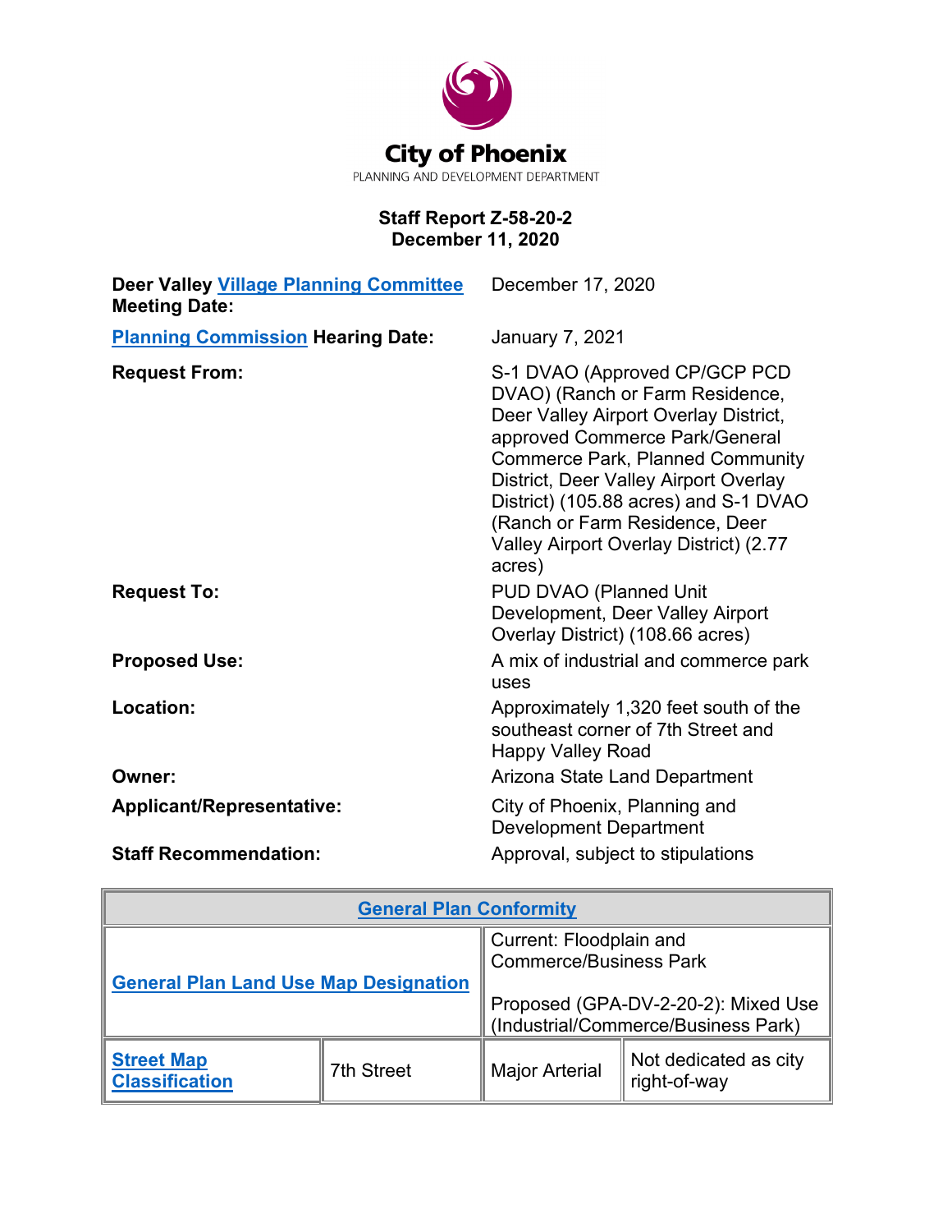City of Phoenix

PLANNING AND DEVELOPMENT DEPARTMENT

**Staff Report Z-58-20-2**
**December 11, 2020**

| | |
|---|---|
| **Deer Valley Village Planning Committee Meeting Date:** | December 17, 2020 |
| **Planning Commission Hearing Date:** | January 7, 2021 |
| **Request From:** | S-1 DVAO (Approved CP/GCP PCD DVAO) (Ranch or Farm Residence, Deer Valley Airport Overlay District, approved Commerce Park/General Commerce Park, Planned Community District, Deer Valley Airport Overlay District) (105.88 acres) and S-1 DVAO (Ranch or Farm Residence, Deer Valley Airport Overlay District) (2.77 acres) |
| **Request To:** | PUD DVAO (Planned Unit Development, Deer Valley Airport Overlay District) (108.66 acres) |
| **Proposed Use:** | A mix of industrial and commerce park uses |
| **Location:** | Approximately 1,320 feet south of the southeast corner of 7th Street and Happy Valley Road |
| **Owner:** | Arizona State Land Department |
| **Applicant/Representative:** | City of Phoenix, Planning and Development Department |
| **Staff Recommendation:** | Approval, subject to stipulations |

| General Plan Conformity | | | |
|---|---|---|---|
| General Plan Land Use Map Designation | | Current: Floodplain and Commerce/Business Park<br><br>Proposed (GPA-DV-2-20-2): Mixed Use (Industrial/Commerce/Business Park) | |
| Street Map Classification | 7th Street | Major Arterial | Not dedicated as city right-of-way |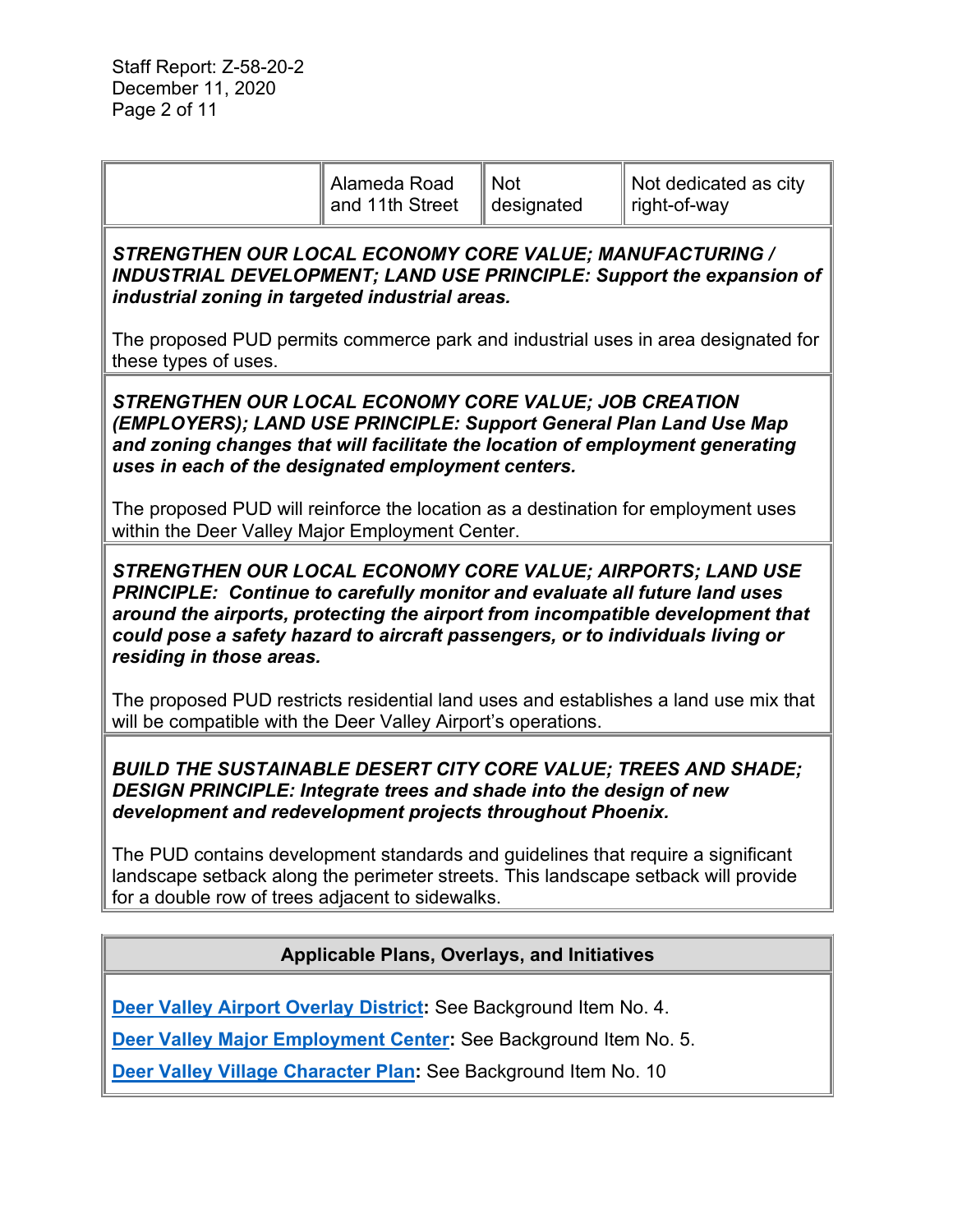|  | Alameda Road and 11th Street | Not designated | Not dedicated as city right-of-way |
|---|---|---|---|

***STRENGTHEN OUR LOCAL ECONOMY CORE VALUE; MANUFACTURING / INDUSTRIAL DEVELOPMENT; LAND USE PRINCIPLE: Support the expansion of industrial zoning in targeted industrial areas.***

The proposed PUD permits commerce park and industrial uses in area designated for these types of uses.

***STRENGTHEN OUR LOCAL ECONOMY CORE VALUE; JOB CREATION (EMPLOYERS); LAND USE PRINCIPLE: Support General Plan Land Use Map and zoning changes that will facilitate the location of employment generating uses in each of the designated employment centers.***

The proposed PUD will reinforce the location as a destination for employment uses within the Deer Valley Major Employment Center.

***STRENGTHEN OUR LOCAL ECONOMY CORE VALUE; AIRPORTS; LAND USE PRINCIPLE: Continue to carefully monitor and evaluate all future land uses around the airports, protecting the airport from incompatible development that could pose a safety hazard to aircraft passengers, or to individuals living or residing in those areas.***

The proposed PUD restricts residential land uses and establishes a land use mix that will be compatible with the Deer Valley Airport's operations.

***BUILD THE SUSTAINABLE DESERT CITY CORE VALUE; TREES AND SHADE; DESIGN PRINCIPLE: Integrate trees and shade into the design of new development and redevelopment projects throughout Phoenix.***

The PUD contains development standards and guidelines that require a significant landscape setback along the perimeter streets. This landscape setback will provide for a double row of trees adjacent to sidewalks.

**Applicable Plans, Overlays, and Initiatives**

**Deer Valley Airport Overlay District:** See Background Item No. 4.

**Deer Valley Major Employment Center:** See Background Item No. 5.

**Deer Valley Village Character Plan:** See Background Item No. 10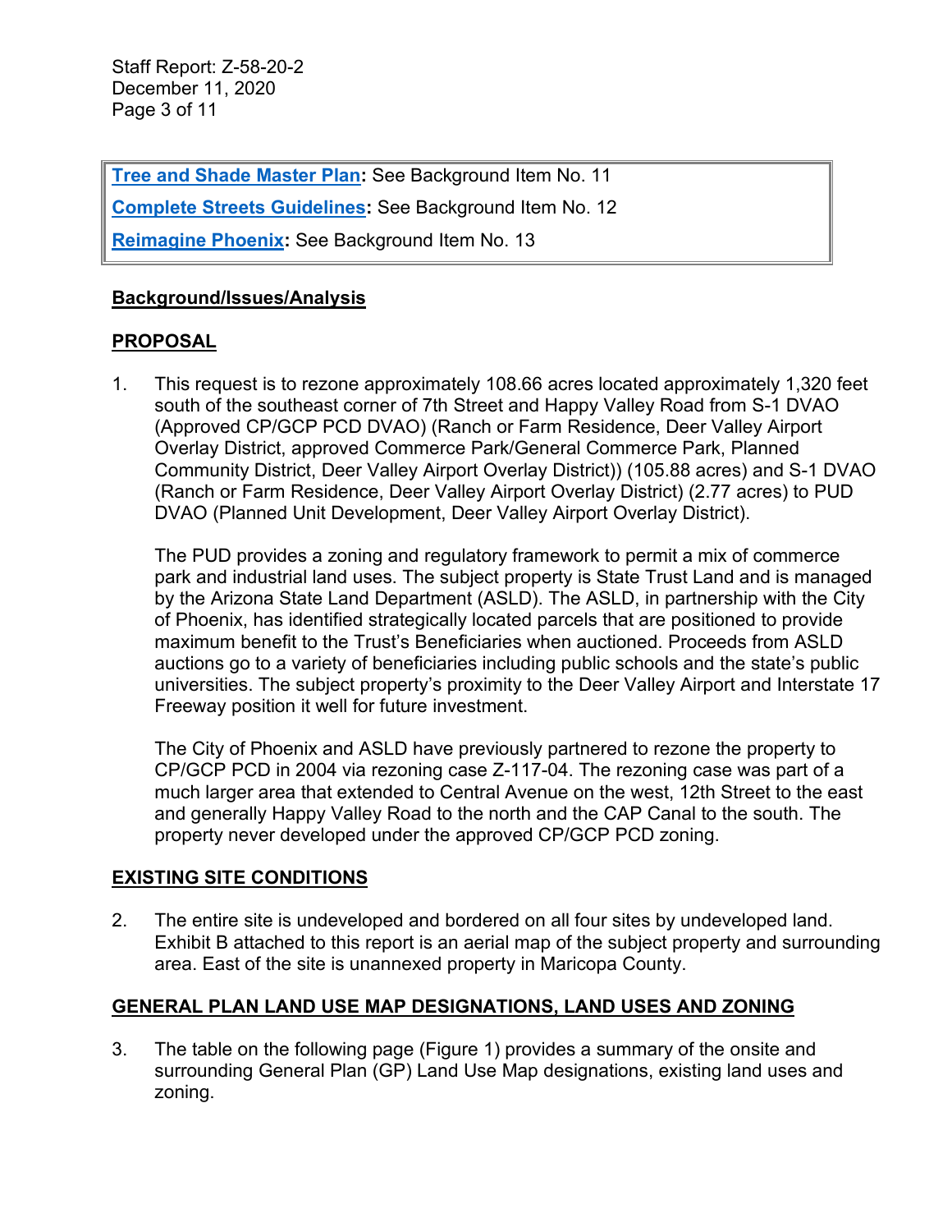**Tree and Shade Master Plan:** See Background Item No. 11

**Complete Streets Guidelines:** See Background Item No. 12

**Reimagine Phoenix:** See Background Item No. 13

## Background/Issues/Analysis

### PROPOSAL

1. This request is to rezone approximately 108.66 acres located approximately 1,320 feet south of the southeast corner of 7th Street and Happy Valley Road from S-1 DVAO (Approved CP/GCP PCD DVAO) (Ranch or Farm Residence, Deer Valley Airport Overlay District, approved Commerce Park/General Commerce Park, Planned Community District, Deer Valley Airport Overlay District)) (105.88 acres) and S-1 DVAO (Ranch or Farm Residence, Deer Valley Airport Overlay District) (2.77 acres) to PUD DVAO (Planned Unit Development, Deer Valley Airport Overlay District).

   The PUD provides a zoning and regulatory framework to permit a mix of commerce park and industrial land uses. The subject property is State Trust Land and is managed by the Arizona State Land Department (ASLD). The ASLD, in partnership with the City of Phoenix, has identified strategically located parcels that are positioned to provide maximum benefit to the Trust's Beneficiaries when auctioned. Proceeds from ASLD auctions go to a variety of beneficiaries including public schools and the state's public universities. The subject property's proximity to the Deer Valley Airport and Interstate 17 Freeway position it well for future investment.

   The City of Phoenix and ASLD have previously partnered to rezone the property to CP/GCP PCD in 2004 via rezoning case Z-117-04. The rezoning case was part of a much larger area that extended to Central Avenue on the west, 12th Street to the east and generally Happy Valley Road to the north and the CAP Canal to the south. The property never developed under the approved CP/GCP PCD zoning.

### EXISTING SITE CONDITIONS

2. The entire site is undeveloped and bordered on all four sites by undeveloped land. Exhibit B attached to this report is an aerial map of the subject property and surrounding area. East of the site is unannexed property in Maricopa County.

### GENERAL PLAN LAND USE MAP DESIGNATIONS, LAND USES AND ZONING

3. The table on the following page (Figure 1) provides a summary of the onsite and surrounding General Plan (GP) Land Use Map designations, existing land uses and zoning.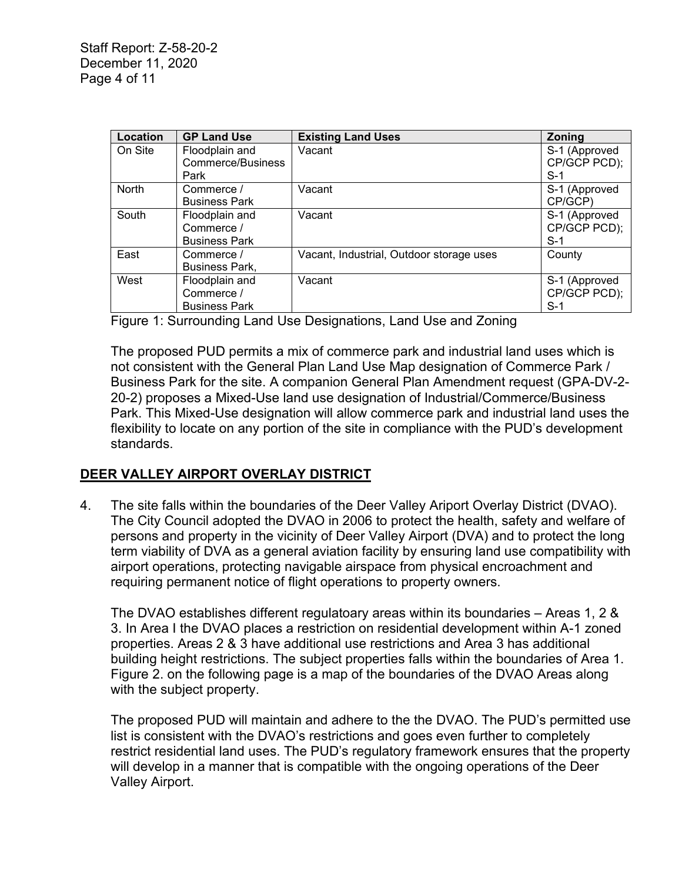| Location | GP Land Use | Existing Land Uses | Zoning |
|---|---|---|---|
| On Site | Floodplain and Commerce/Business Park | Vacant | S-1 (Approved CP/GCP PCD); S-1 |
| North | Commerce / Business Park | Vacant | S-1 (Approved CP/GCP) |
| South | Floodplain and Commerce / Business Park | Vacant | S-1 (Approved CP/GCP PCD); S-1 |
| East | Commerce / Business Park, | Vacant, Industrial, Outdoor storage uses | County |
| West | Floodplain and Commerce / Business Park | Vacant | S-1 (Approved CP/GCP PCD); S-1 |

Figure 1: Surrounding Land Use Designations, Land Use and Zoning

The proposed PUD permits a mix of commerce park and industrial land uses which is not consistent with the General Plan Land Use Map designation of Commerce Park / Business Park for the site. A companion General Plan Amendment request (GPA-DV-2-20-2) proposes a Mixed-Use land use designation of Industrial/Commerce/Business Park. This Mixed-Use designation will allow commerce park and industrial land uses the flexibility to locate on any portion of the site in compliance with the PUD's development standards.

## DEER VALLEY AIRPORT OVERLAY DISTRICT

4. The site falls within the boundaries of the Deer Valley Ariport Overlay District (DVAO). The City Council adopted the DVAO in 2006 to protect the health, safety and welfare of persons and property in the vicinity of Deer Valley Airport (DVA) and to protect the long term viability of DVA as a general aviation facility by ensuring land use compatibility with airport operations, protecting navigable airspace from physical encroachment and requiring permanent notice of flight operations to property owners.

   The DVAO establishes different regulatoary areas within its boundaries – Areas 1, 2 & 3. In Area I the DVAO places a restriction on residential development within A-1 zoned properties. Areas 2 & 3 have additional use restrictions and Area 3 has additional building height restrictions. The subject properties falls within the boundaries of Area 1. Figure 2. on the following page is a map of the boundaries of the DVAO Areas along with the subject property.

   The proposed PUD will maintain and adhere to the the DVAO. The PUD's permitted use list is consistent with the DVAO's restrictions and goes even further to completely restrict residential land uses. The PUD's regulatory framework ensures that the property will develop in a manner that is compatible with the ongoing operations of the Deer Valley Airport.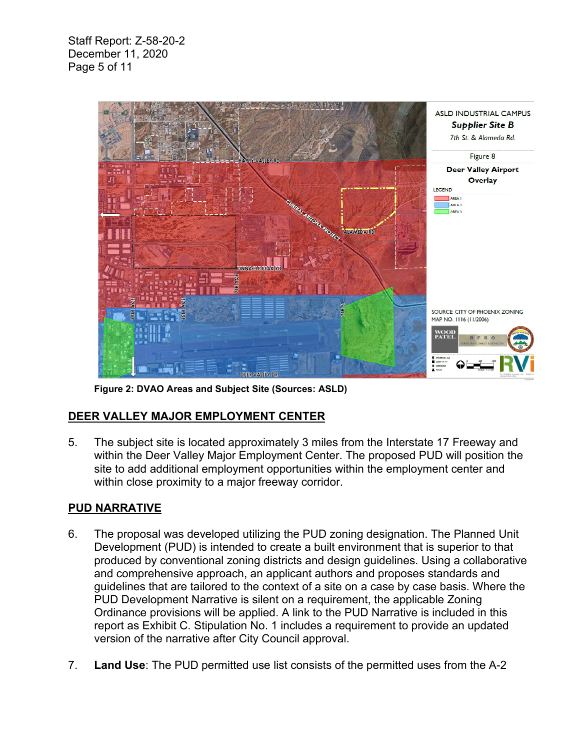**Figure 2: DVAO Areas and Subject Site (Sources: ASLD)**

## DEER VALLEY MAJOR EMPLOYMENT CENTER

5. The subject site is located approximately 3 miles from the Interstate 17 Freeway and within the Deer Valley Major Employment Center. The proposed PUD will position the site to add additional employment opportunities within the employment center and within close proximity to a major freeway corridor.

## PUD NARRATIVE

6. The proposal was developed utilizing the PUD zoning designation. The Planned Unit Development (PUD) is intended to create a built environment that is superior to that produced by conventional zoning districts and design guidelines. Using a collaborative and comprehensive approach, an applicant authors and proposes standards and guidelines that are tailored to the context of a site on a case by case basis. Where the PUD Development Narrative is silent on a requirement, the applicable Zoning Ordinance provisions will be applied. A link to the PUD Narrative is included in this report as Exhibit C. Stipulation No. 1 includes a requirement to provide an updated version of the narrative after City Council approval.

7. **Land Use**: The PUD permitted use list consists of the permitted uses from the A-2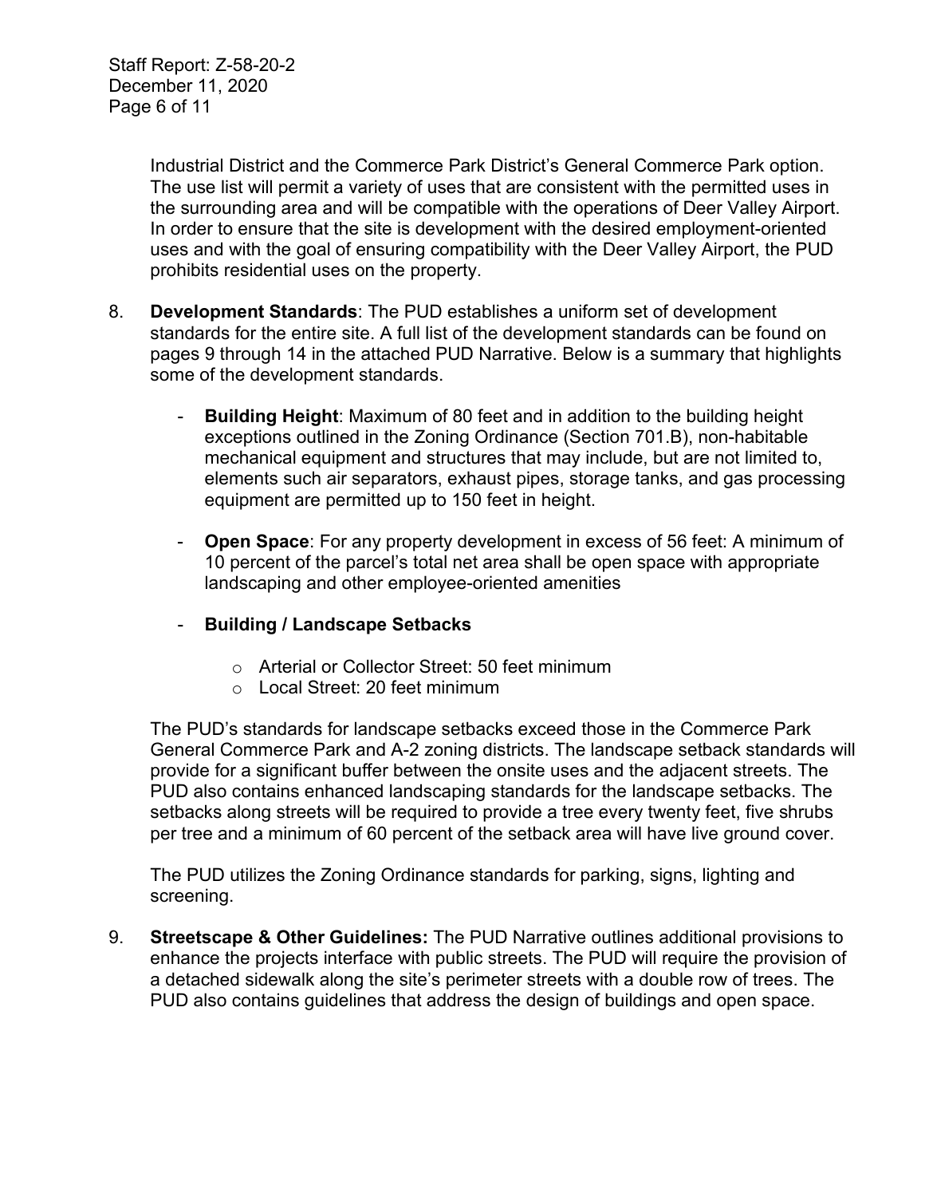Industrial District and the Commerce Park District's General Commerce Park option. The use list will permit a variety of uses that are consistent with the permitted uses in the surrounding area and will be compatible with the operations of Deer Valley Airport. In order to ensure that the site is development with the desired employment-oriented uses and with the goal of ensuring compatibility with the Deer Valley Airport, the PUD prohibits residential uses on the property.

8. **Development Standards**: The PUD establishes a uniform set of development standards for the entire site. A full list of the development standards can be found on pages 9 through 14 in the attached PUD Narrative. Below is a summary that highlights some of the development standards.

   - **Building Height**: Maximum of 80 feet and in addition to the building height exceptions outlined in the Zoning Ordinance (Section 701.B), non-habitable mechanical equipment and structures that may include, but are not limited to, elements such air separators, exhaust pipes, storage tanks, and gas processing equipment are permitted up to 150 feet in height.

   - **Open Space**: For any property development in excess of 56 feet: A minimum of 10 percent of the parcel's total net area shall be open space with appropriate landscaping and other employee-oriented amenities

   - **Building / Landscape Setbacks**

     - Arterial or Collector Street: 50 feet minimum
     - Local Street: 20 feet minimum

   The PUD's standards for landscape setbacks exceed those in the Commerce Park General Commerce Park and A-2 zoning districts. The landscape setback standards will provide for a significant buffer between the onsite uses and the adjacent streets. The PUD also contains enhanced landscaping standards for the landscape setbacks. The setbacks along streets will be required to provide a tree every twenty feet, five shrubs per tree and a minimum of 60 percent of the setback area will have live ground cover.

   The PUD utilizes the Zoning Ordinance standards for parking, signs, lighting and screening.

9. **Streetscape & Other Guidelines:** The PUD Narrative outlines additional provisions to enhance the projects interface with public streets. The PUD will require the provision of a detached sidewalk along the site's perimeter streets with a double row of trees. The PUD also contains guidelines that address the design of buildings and open space.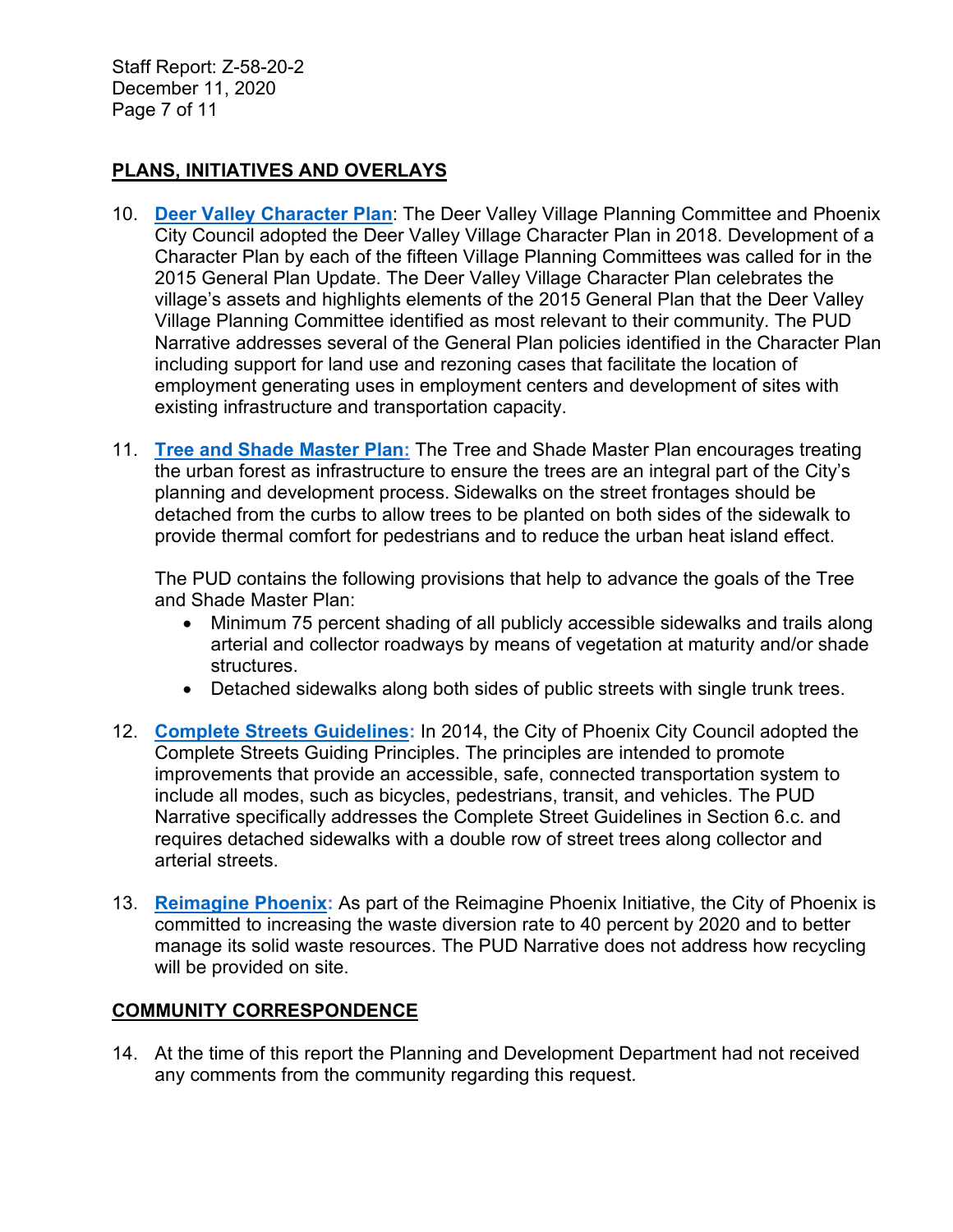## PLANS, INITIATIVES AND OVERLAYS

10. **Deer Valley Character Plan**: The Deer Valley Village Planning Committee and Phoenix City Council adopted the Deer Valley Village Character Plan in 2018. Development of a Character Plan by each of the fifteen Village Planning Committees was called for in the 2015 General Plan Update. The Deer Valley Village Character Plan celebrates the village's assets and highlights elements of the 2015 General Plan that the Deer Valley Village Planning Committee identified as most relevant to their community. The PUD Narrative addresses several of the General Plan policies identified in the Character Plan including support for land use and rezoning cases that facilitate the location of employment generating uses in employment centers and development of sites with existing infrastructure and transportation capacity.

11. **Tree and Shade Master Plan:** The Tree and Shade Master Plan encourages treating the urban forest as infrastructure to ensure the trees are an integral part of the City's planning and development process. Sidewalks on the street frontages should be detached from the curbs to allow trees to be planted on both sides of the sidewalk to provide thermal comfort for pedestrians and to reduce the urban heat island effect.

    The PUD contains the following provisions that help to advance the goals of the Tree and Shade Master Plan:

    - Minimum 75 percent shading of all publicly accessible sidewalks and trails along arterial and collector roadways by means of vegetation at maturity and/or shade structures.
    - Detached sidewalks along both sides of public streets with single trunk trees.

12. **Complete Streets Guidelines:** In 2014, the City of Phoenix City Council adopted the Complete Streets Guiding Principles. The principles are intended to promote improvements that provide an accessible, safe, connected transportation system to include all modes, such as bicycles, pedestrians, transit, and vehicles. The PUD Narrative specifically addresses the Complete Street Guidelines in Section 6.c. and requires detached sidewalks with a double row of street trees along collector and arterial streets.

13. **Reimagine Phoenix:** As part of the Reimagine Phoenix Initiative, the City of Phoenix is committed to increasing the waste diversion rate to 40 percent by 2020 and to better manage its solid waste resources. The PUD Narrative does not address how recycling will be provided on site.

## COMMUNITY CORRESPONDENCE

14. At the time of this report the Planning and Development Department had not received any comments from the community regarding this request.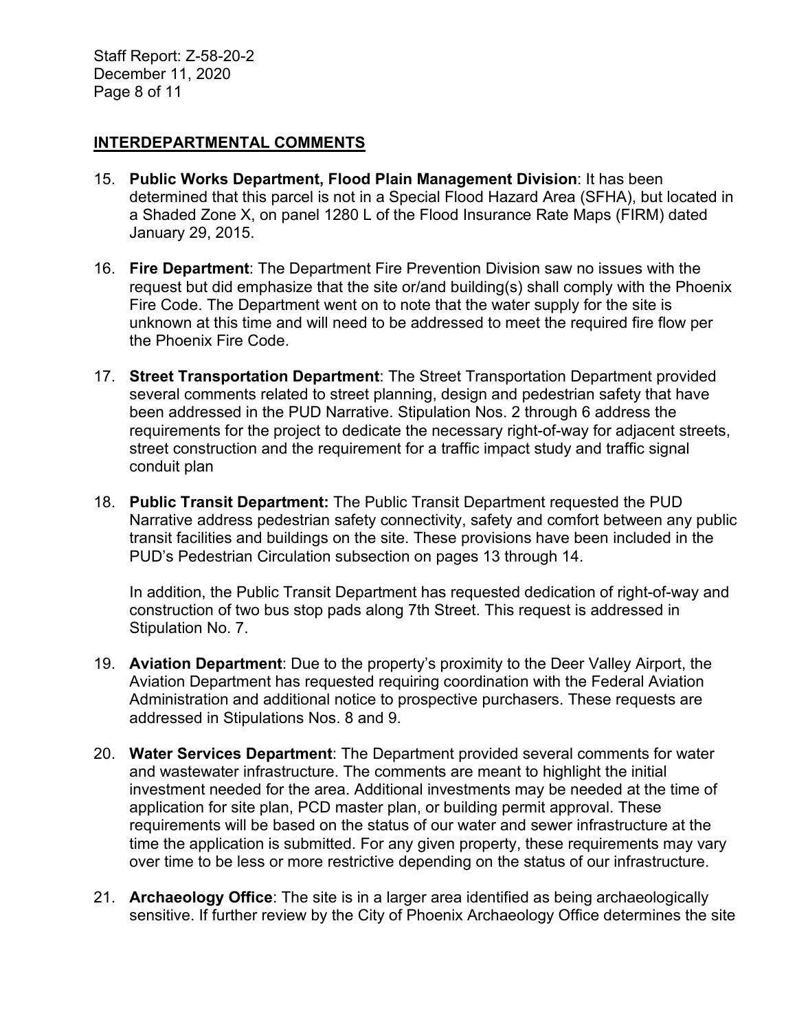## INTERDEPARTMENTAL COMMENTS

15. **Public Works Department, Flood Plain Management Division**: It has been determined that this parcel is not in a Special Flood Hazard Area (SFHA), but located in a Shaded Zone X, on panel 1280 L of the Flood Insurance Rate Maps (FIRM) dated January 29, 2015.

16. **Fire Department**: The Department Fire Prevention Division saw no issues with the request but did emphasize that the site or/and building(s) shall comply with the Phoenix Fire Code. The Department went on to note that the water supply for the site is unknown at this time and will need to be addressed to meet the required fire flow per the Phoenix Fire Code.

17. **Street Transportation Department**: The Street Transportation Department provided several comments related to street planning, design and pedestrian safety that have been addressed in the PUD Narrative. Stipulation Nos. 2 through 6 address the requirements for the project to dedicate the necessary right-of-way for adjacent streets, street construction and the requirement for a traffic impact study and traffic signal conduit plan

18. **Public Transit Department:** The Public Transit Department requested the PUD Narrative address pedestrian safety connectivity, safety and comfort between any public transit facilities and buildings on the site. These provisions have been included in the PUD's Pedestrian Circulation subsection on pages 13 through 14.

    In addition, the Public Transit Department has requested dedication of right-of-way and construction of two bus stop pads along 7th Street. This request is addressed in Stipulation No. 7.

19. **Aviation Department**: Due to the property's proximity to the Deer Valley Airport, the Aviation Department has requested requiring coordination with the Federal Aviation Administration and additional notice to prospective purchasers. These requests are addressed in Stipulations Nos. 8 and 9.

20. **Water Services Department**: The Department provided several comments for water and wastewater infrastructure. The comments are meant to highlight the initial investment needed for the area. Additional investments may be needed at the time of application for site plan, PCD master plan, or building permit approval. These requirements will be based on the status of our water and sewer infrastructure at the time the application is submitted. For any given property, these requirements may vary over time to be less or more restrictive depending on the status of our infrastructure.

21. **Archaeology Office**: The site is in a larger area identified as being archaeologically sensitive. If further review by the City of Phoenix Archaeology Office determines the site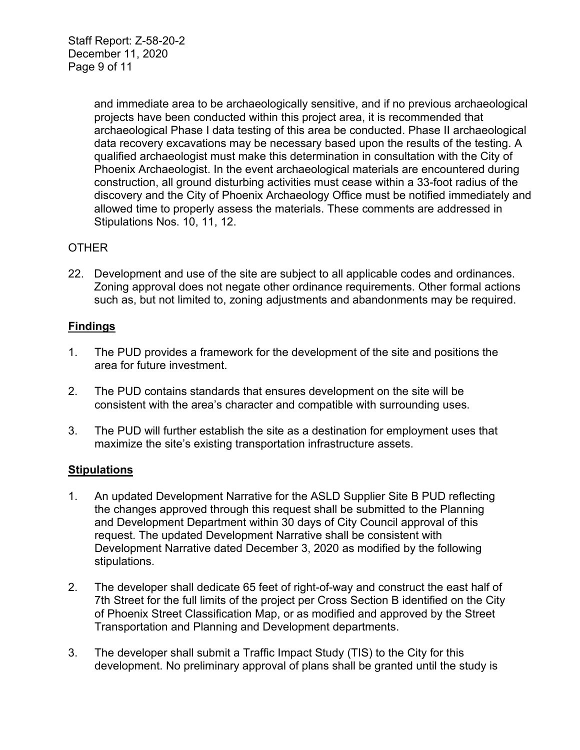and immediate area to be archaeologically sensitive, and if no previous archaeological projects have been conducted within this project area, it is recommended that archaeological Phase I data testing of this area be conducted. Phase II archaeological data recovery excavations may be necessary based upon the results of the testing. A qualified archaeologist must make this determination in consultation with the City of Phoenix Archaeologist. In the event archaeological materials are encountered during construction, all ground disturbing activities must cease within a 33-foot radius of the discovery and the City of Phoenix Archaeology Office must be notified immediately and allowed time to properly assess the materials. These comments are addressed in Stipulations Nos. 10, 11, 12.

OTHER

22. Development and use of the site are subject to all applicable codes and ordinances. Zoning approval does not negate other ordinance requirements. Other formal actions such as, but not limited to, zoning adjustments and abandonments may be required.

## Findings

1. The PUD provides a framework for the development of the site and positions the area for future investment.

2. The PUD contains standards that ensures development on the site will be consistent with the area's character and compatible with surrounding uses.

3. The PUD will further establish the site as a destination for employment uses that maximize the site's existing transportation infrastructure assets.

## Stipulations

1. An updated Development Narrative for the ASLD Supplier Site B PUD reflecting the changes approved through this request shall be submitted to the Planning and Development Department within 30 days of City Council approval of this request. The updated Development Narrative shall be consistent with Development Narrative dated December 3, 2020 as modified by the following stipulations.

2. The developer shall dedicate 65 feet of right-of-way and construct the east half of 7th Street for the full limits of the project per Cross Section B identified on the City of Phoenix Street Classification Map, or as modified and approved by the Street Transportation and Planning and Development departments.

3. The developer shall submit a Traffic Impact Study (TIS) to the City for this development. No preliminary approval of plans shall be granted until the study is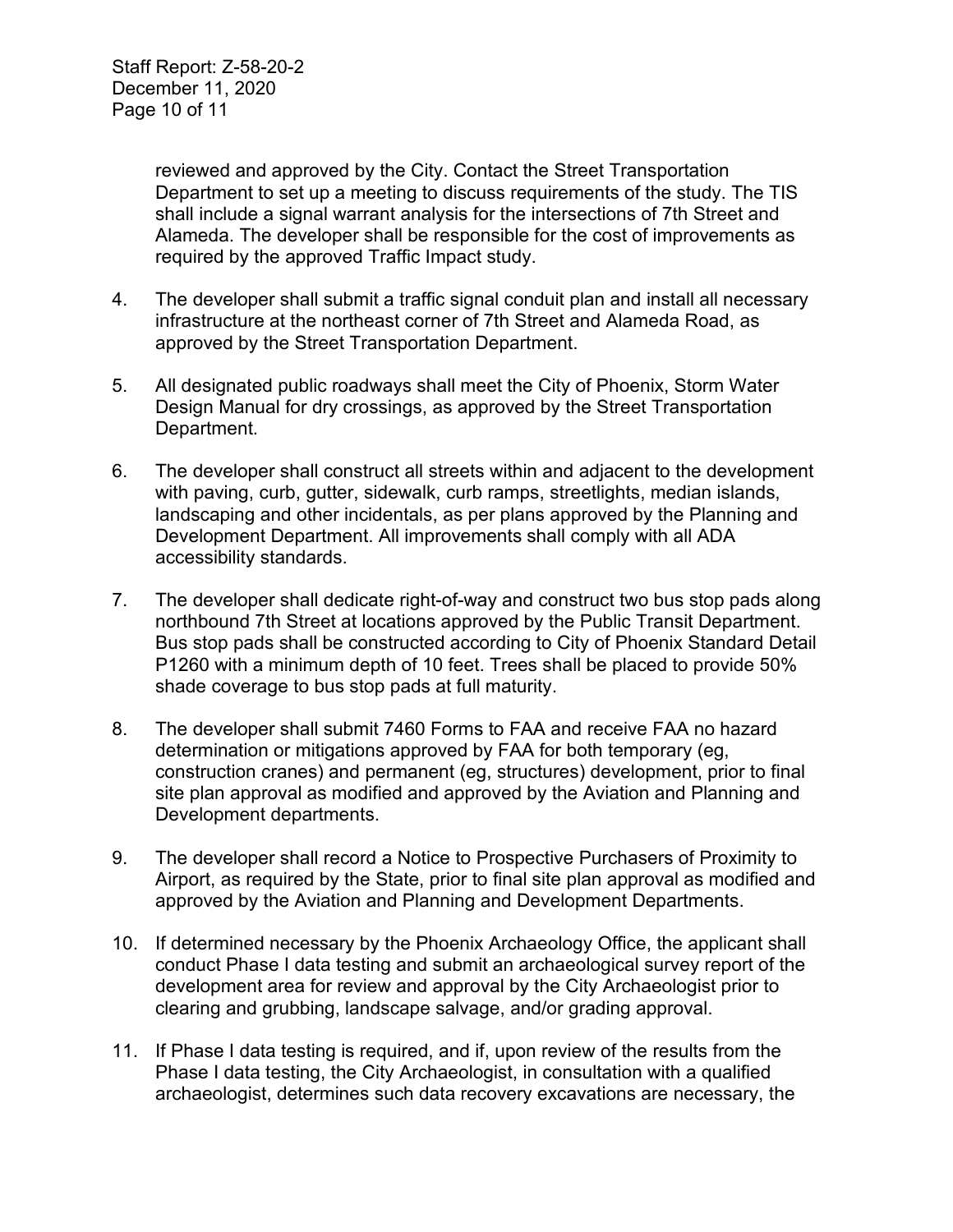reviewed and approved by the City. Contact the Street Transportation Department to set up a meeting to discuss requirements of the study. The TIS shall include a signal warrant analysis for the intersections of 7th Street and Alameda. The developer shall be responsible for the cost of improvements as required by the approved Traffic Impact study.

4. The developer shall submit a traffic signal conduit plan and install all necessary infrastructure at the northeast corner of 7th Street and Alameda Road, as approved by the Street Transportation Department.

5. All designated public roadways shall meet the City of Phoenix, Storm Water Design Manual for dry crossings, as approved by the Street Transportation Department.

6. The developer shall construct all streets within and adjacent to the development with paving, curb, gutter, sidewalk, curb ramps, streetlights, median islands, landscaping and other incidentals, as per plans approved by the Planning and Development Department. All improvements shall comply with all ADA accessibility standards.

7. The developer shall dedicate right-of-way and construct two bus stop pads along northbound 7th Street at locations approved by the Public Transit Department. Bus stop pads shall be constructed according to City of Phoenix Standard Detail P1260 with a minimum depth of 10 feet. Trees shall be placed to provide 50% shade coverage to bus stop pads at full maturity.

8. The developer shall submit 7460 Forms to FAA and receive FAA no hazard determination or mitigations approved by FAA for both temporary (eg, construction cranes) and permanent (eg, structures) development, prior to final site plan approval as modified and approved by the Aviation and Planning and Development departments.

9. The developer shall record a Notice to Prospective Purchasers of Proximity to Airport, as required by the State, prior to final site plan approval as modified and approved by the Aviation and Planning and Development Departments.

10. If determined necessary by the Phoenix Archaeology Office, the applicant shall conduct Phase I data testing and submit an archaeological survey report of the development area for review and approval by the City Archaeologist prior to clearing and grubbing, landscape salvage, and/or grading approval.

11. If Phase I data testing is required, and if, upon review of the results from the Phase I data testing, the City Archaeologist, in consultation with a qualified archaeologist, determines such data recovery excavations are necessary, the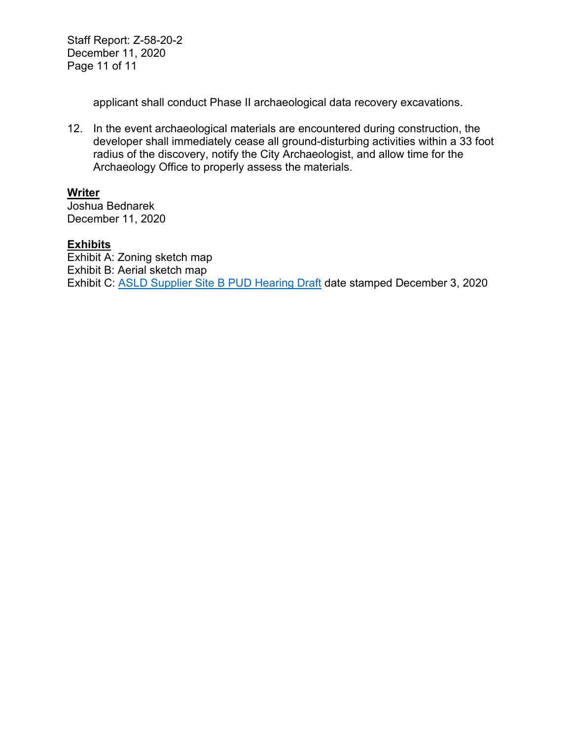applicant shall conduct Phase II archaeological data recovery excavations.

12. In the event archaeological materials are encountered during construction, the developer shall immediately cease all ground-disturbing activities within a 33 foot radius of the discovery, notify the City Archaeologist, and allow time for the Archaeology Office to properly assess the materials.

**Writer**

Joshua Bednarek
December 11, 2020

**Exhibits**

Exhibit A: Zoning sketch map
Exhibit B: Aerial sketch map
Exhibit C: ASLD Supplier Site B PUD Hearing Draft date stamped December 3, 2020